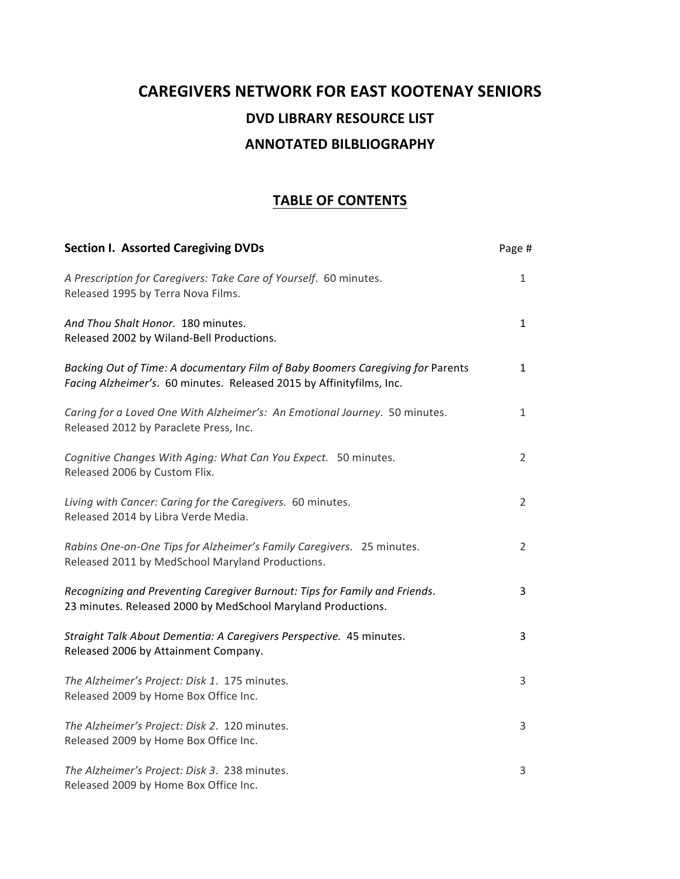# CAREGIVERS NETWORK FOR EAST KOOTENAY SENIORS

## DVD LIBRARY RESOURCE LIST

## ANNOTATED BILBLIOGRAPHY

## TABLE OF CONTENTS

| **Section I. Assorted Caregiving DVDs** | Page # |
|---|---|
| *A Prescription for Caregivers: Take Care of Yourself*. 60 minutes. Released 1995 by Terra Nova Films. | 1 |
| *And Thou Shalt Honor.* 180 minutes. Released 2002 by Wiland-Bell Productions. | 1 |
| *Backing Out of Time: A documentary Film of Baby Boomers Caregiving for* Parents *Facing Alzheimer's*. 60 minutes. Released 2015 by Affinityfilms, Inc. | 1 |
| *Caring for a Loved One With Alzheimer's: An Emotional Journey*. 50 minutes. Released 2012 by Paraclete Press, Inc. | 1 |
| *Cognitive Changes With Aging: What Can You Expect.* 50 minutes. Released 2006 by Custom Flix. | 2 |
| *Living with Cancer: Caring for the Caregivers.* 60 minutes. Released 2014 by Libra Verde Media. | 2 |
| *Rabins One-on-One Tips for Alzheimer's Family Caregivers*. 25 minutes. Released 2011 by MedSchool Maryland Productions. | 2 |
| *Recognizing and Preventing Caregiver Burnout: Tips for Family and Friends*. 23 minutes. Released 2000 by MedSchool Maryland Productions. | 3 |
| *Straight Talk About Dementia: A Caregivers Perspective.* 45 minutes. Released 2006 by Attainment Company. | 3 |
| *The Alzheimer's Project: Disk 1*. 175 minutes. Released 2009 by Home Box Office Inc. | 3 |
| *The Alzheimer's Project: Disk 2*. 120 minutes. Released 2009 by Home Box Office Inc. | 3 |
| *The Alzheimer's Project: Disk 3*. 238 minutes. Released 2009 by Home Box Office Inc. | 3 |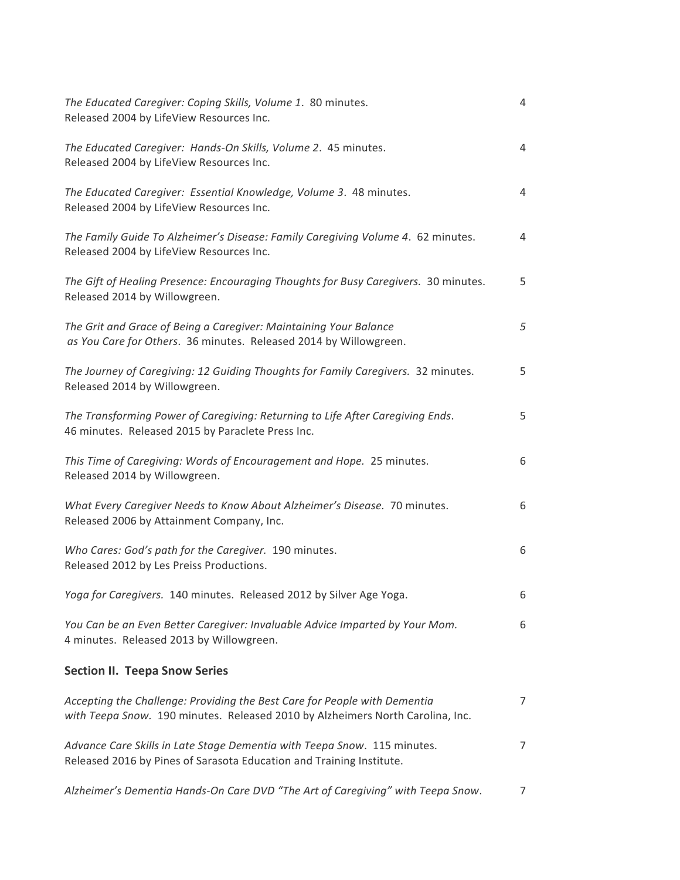*The Educated Caregiver: Coping Skills, Volume 1*. 80 minutes. Released 2004 by LifeView Resources Inc. 4

*The Educated Caregiver: Hands-On Skills, Volume 2*. 45 minutes. Released 2004 by LifeView Resources Inc. 4

*The Educated Caregiver: Essential Knowledge, Volume 3*. 48 minutes. Released 2004 by LifeView Resources Inc. 4

*The Family Guide To Alzheimer's Disease: Family Caregiving Volume 4*. 62 minutes. Released 2004 by LifeView Resources Inc. 4

*The Gift of Healing Presence: Encouraging Thoughts for Busy Caregivers.* 30 minutes. Released 2014 by Willowgreen. 5

*The Grit and Grace of Being a Caregiver: Maintaining Your Balance as You Care for Others*. 36 minutes. Released 2014 by Willowgreen. 5

*The Journey of Caregiving: 12 Guiding Thoughts for Family Caregivers.* 32 minutes. Released 2014 by Willowgreen. 5

*The Transforming Power of Caregiving: Returning to Life After Caregiving Ends*. 46 minutes. Released 2015 by Paraclete Press Inc. 5

*This Time of Caregiving: Words of Encouragement and Hope.* 25 minutes. Released 2014 by Willowgreen. 6

*What Every Caregiver Needs to Know About Alzheimer's Disease.* 70 minutes. Released 2006 by Attainment Company, Inc. 6

*Who Cares: God's path for the Caregiver.* 190 minutes. Released 2012 by Les Preiss Productions. 6

*Yoga for Caregivers.* 140 minutes. Released 2012 by Silver Age Yoga. 6

*You Can be an Even Better Caregiver: Invaluable Advice Imparted by Your Mom.* 4 minutes. Released 2013 by Willowgreen. 6

## Section II. Teepa Snow Series

*Accepting the Challenge: Providing the Best Care for People with Dementia with Teepa Snow.* 190 minutes. Released 2010 by Alzheimers North Carolina, Inc. 7

*Advance Care Skills in Late Stage Dementia with Teepa Snow*. 115 minutes. Released 2016 by Pines of Sarasota Education and Training Institute. 7

*Alzheimer's Dementia Hands-On Care DVD "The Art of Caregiving" with Teepa Snow*. 7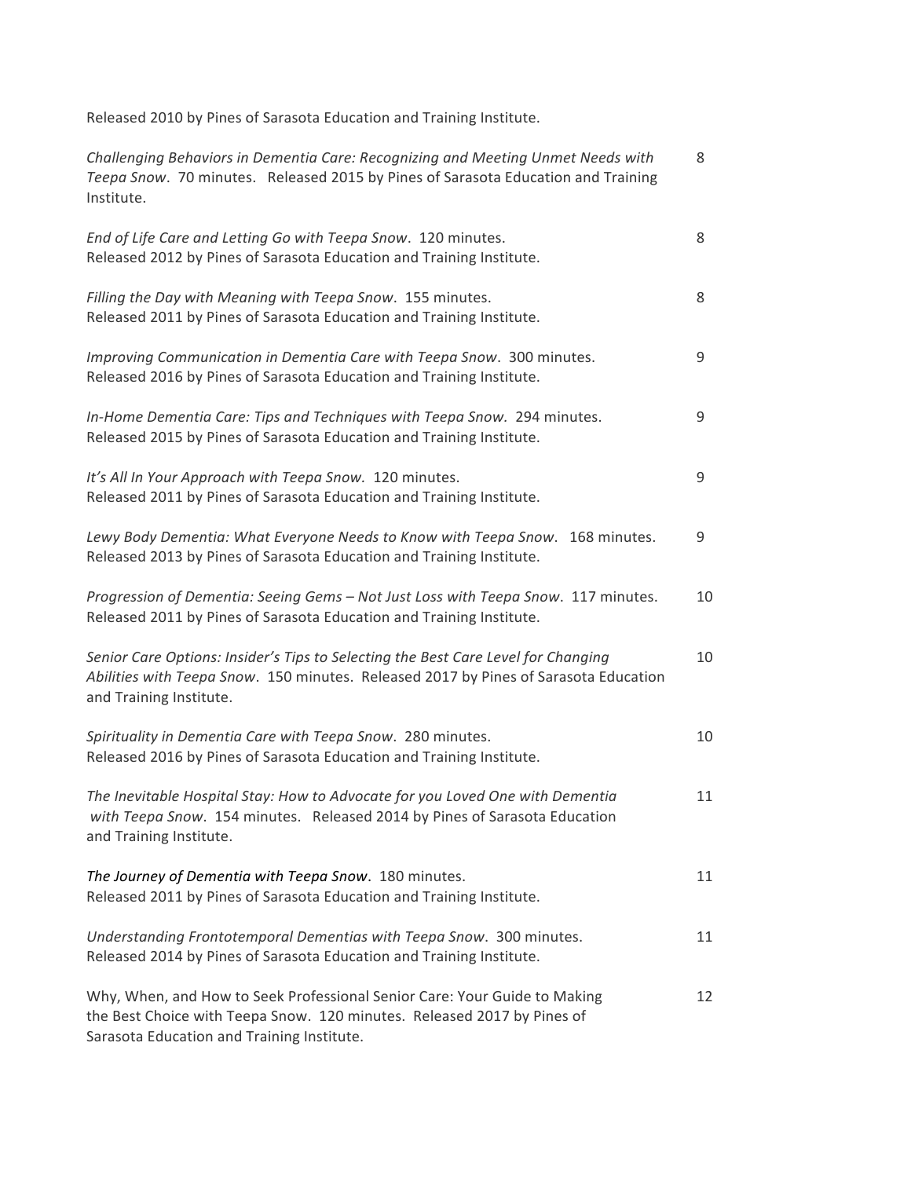Released 2010 by Pines of Sarasota Education and Training Institute.

*Challenging Behaviors in Dementia Care: Recognizing and Meeting Unmet Needs with Teepa Snow*. 70 minutes. Released 2015 by Pines of Sarasota Education and Training Institute. 8

*End of Life Care and Letting Go with Teepa Snow*. 120 minutes. Released 2012 by Pines of Sarasota Education and Training Institute. 8

*Filling the Day with Meaning with Teepa Snow*. 155 minutes. Released 2011 by Pines of Sarasota Education and Training Institute. 8

*Improving Communication in Dementia Care with Teepa Snow*. 300 minutes. Released 2016 by Pines of Sarasota Education and Training Institute. 9

*In-Home Dementia Care: Tips and Techniques with Teepa Snow.* 294 minutes. Released 2015 by Pines of Sarasota Education and Training Institute. 9

*It's All In Your Approach with Teepa Snow*. 120 minutes. Released 2011 by Pines of Sarasota Education and Training Institute. 9

*Lewy Body Dementia: What Everyone Needs to Know with Teepa Snow*. 168 minutes. Released 2013 by Pines of Sarasota Education and Training Institute. 9

*Progression of Dementia: Seeing Gems – Not Just Loss with Teepa Snow*. 117 minutes. Released 2011 by Pines of Sarasota Education and Training Institute. 10

*Senior Care Options: Insider's Tips to Selecting the Best Care Level for Changing Abilities with Teepa Snow*. 150 minutes. Released 2017 by Pines of Sarasota Education and Training Institute. 10

*Spirituality in Dementia Care with Teepa Snow*. 280 minutes. Released 2016 by Pines of Sarasota Education and Training Institute. 10

*The Inevitable Hospital Stay: How to Advocate for you Loved One with Dementia with Teepa Snow*. 154 minutes. Released 2014 by Pines of Sarasota Education and Training Institute. 11

*The Journey of Dementia with Teepa Snow*. 180 minutes. Released 2011 by Pines of Sarasota Education and Training Institute. 11

*Understanding Frontotemporal Dementias with Teepa Snow*. 300 minutes. Released 2014 by Pines of Sarasota Education and Training Institute. 11

Why, When, and How to Seek Professional Senior Care: Your Guide to Making the Best Choice with Teepa Snow. 120 minutes. Released 2017 by Pines of Sarasota Education and Training Institute. 12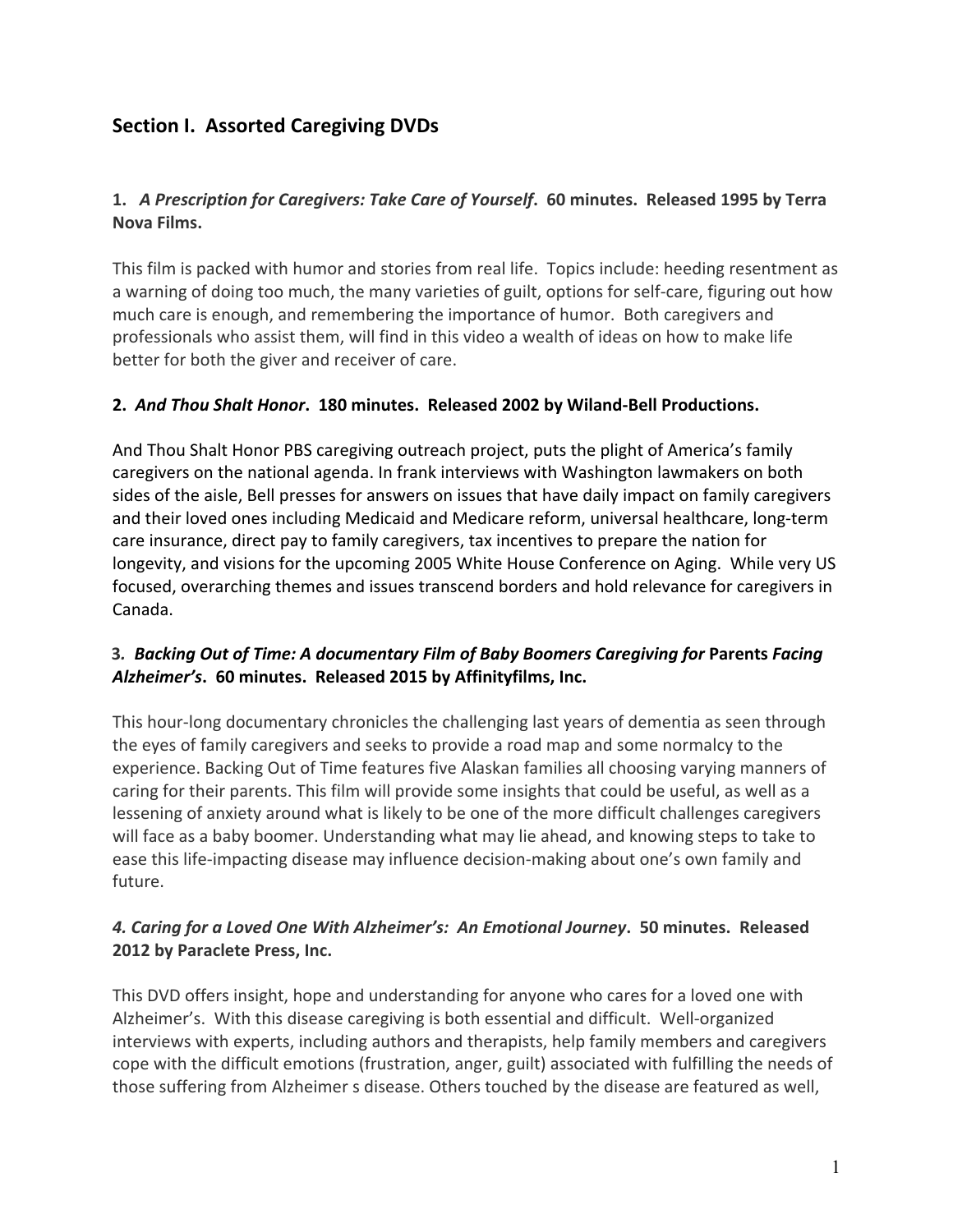## Section I. Assorted Caregiving DVDs

### 1. *A Prescription for Caregivers: Take Care of Yourself*. 60 minutes. Released 1995 by Terra Nova Films.

This film is packed with humor and stories from real life. Topics include: heeding resentment as a warning of doing too much, the many varieties of guilt, options for self-care, figuring out how much care is enough, and remembering the importance of humor. Both caregivers and professionals who assist them, will find in this video a wealth of ideas on how to make life better for both the giver and receiver of care.

### 2. *And Thou Shalt Honor*. 180 minutes. Released 2002 by Wiland-Bell Productions.

And Thou Shalt Honor PBS caregiving outreach project, puts the plight of America's family caregivers on the national agenda. In frank interviews with Washington lawmakers on both sides of the aisle, Bell presses for answers on issues that have daily impact on family caregivers and their loved ones including Medicaid and Medicare reform, universal healthcare, long-term care insurance, direct pay to family caregivers, tax incentives to prepare the nation for longevity, and visions for the upcoming 2005 White House Conference on Aging. While very US focused, overarching themes and issues transcend borders and hold relevance for caregivers in Canada.

### 3. *Backing Out of Time: A documentary Film of Baby Boomers Caregiving for* Parents *Facing Alzheimer's*. 60 minutes. Released 2015 by Affinityfilms, Inc.

This hour-long documentary chronicles the challenging last years of dementia as seen through the eyes of family caregivers and seeks to provide a road map and some normalcy to the experience. Backing Out of Time features five Alaskan families all choosing varying manners of caring for their parents. This film will provide some insights that could be useful, as well as a lessening of anxiety around what is likely to be one of the more difficult challenges caregivers will face as a baby boomer. Understanding what may lie ahead, and knowing steps to take to ease this life-impacting disease may influence decision-making about one's own family and future.

### *4. Caring for a Loved One With Alzheimer's: An Emotional Journey*. 50 minutes. Released 2012 by Paraclete Press, Inc.

This DVD offers insight, hope and understanding for anyone who cares for a loved one with Alzheimer's. With this disease caregiving is both essential and difficult. Well-organized interviews with experts, including authors and therapists, help family members and caregivers cope with the difficult emotions (frustration, anger, guilt) associated with fulfilling the needs of those suffering from Alzheimer s disease. Others touched by the disease are featured as well,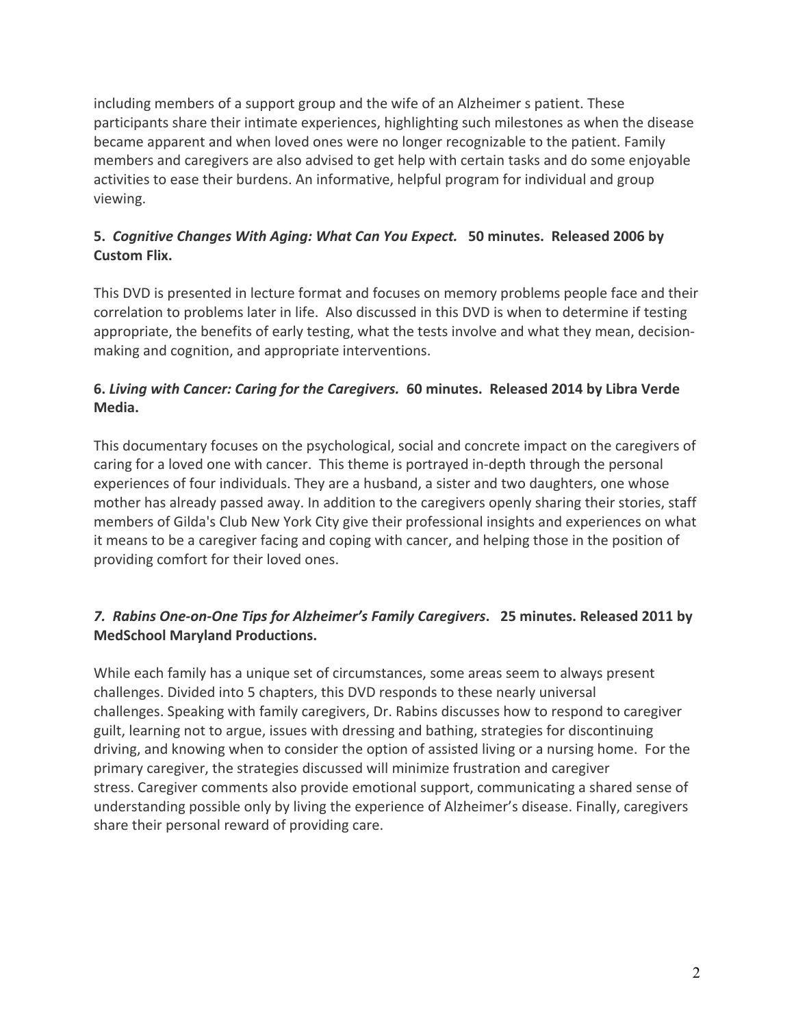including members of a support group and the wife of an Alzheimer s patient. These participants share their intimate experiences, highlighting such milestones as when the disease became apparent and when loved ones were no longer recognizable to the patient. Family members and caregivers are also advised to get help with certain tasks and do some enjoyable activities to ease their burdens. An informative, helpful program for individual and group viewing.

**5.** ***Cognitive Changes With Aging: What Can You Expect.*** **50 minutes. Released 2006 by Custom Flix.**

This DVD is presented in lecture format and focuses on memory problems people face and their correlation to problems later in life. Also discussed in this DVD is when to determine if testing appropriate, the benefits of early testing, what the tests involve and what they mean, decision-making and cognition, and appropriate interventions.

**6.** ***Living with Cancer: Caring for the Caregivers.*** **60 minutes. Released 2014 by Libra Verde Media.**

This documentary focuses on the psychological, social and concrete impact on the caregivers of caring for a loved one with cancer. This theme is portrayed in-depth through the personal experiences of four individuals. They are a husband, a sister and two daughters, one whose mother has already passed away. In addition to the caregivers openly sharing their stories, staff members of Gilda's Club New York City give their professional insights and experiences on what it means to be a caregiver facing and coping with cancer, and helping those in the position of providing comfort for their loved ones.

***7. Rabins One-on-One Tips for Alzheimer's Family Caregivers*****. 25 minutes. Released 2011 by MedSchool Maryland Productions.**

While each family has a unique set of circumstances, some areas seem to always present challenges. Divided into 5 chapters, this DVD responds to these nearly universal challenges. Speaking with family caregivers, Dr. Rabins discusses how to respond to caregiver guilt, learning not to argue, issues with dressing and bathing, strategies for discontinuing driving, and knowing when to consider the option of assisted living or a nursing home. For the primary caregiver, the strategies discussed will minimize frustration and caregiver stress. Caregiver comments also provide emotional support, communicating a shared sense of understanding possible only by living the experience of Alzheimer's disease. Finally, caregivers share their personal reward of providing care.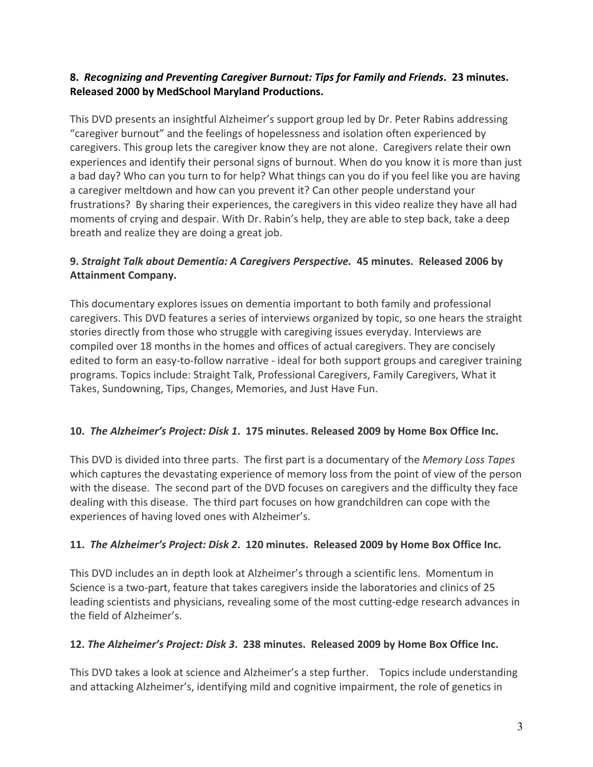**8.** ***Recognizing and Preventing Caregiver Burnout: Tips for Family and Friends*****. 23 minutes. Released 2000 by MedSchool Maryland Productions.**

This DVD presents an insightful Alzheimer's support group led by Dr. Peter Rabins addressing "caregiver burnout" and the feelings of hopelessness and isolation often experienced by caregivers. This group lets the caregiver know they are not alone. Caregivers relate their own experiences and identify their personal signs of burnout. When do you know it is more than just a bad day? Who can you turn to for help? What things can you do if you feel like you are having a caregiver meltdown and how can you prevent it? Can other people understand your frustrations? By sharing their experiences, the caregivers in this video realize they have all had moments of crying and despair. With Dr. Rabin's help, they are able to step back, take a deep breath and realize they are doing a great job.

**9.** ***Straight Talk about Dementia: A Caregivers Perspective.*** **45 minutes. Released 2006 by Attainment Company.**

This documentary explores issues on dementia important to both family and professional caregivers. This DVD features a series of interviews organized by topic, so one hears the straight stories directly from those who struggle with caregiving issues everyday. Interviews are compiled over 18 months in the homes and offices of actual caregivers. They are concisely edited to form an easy-to-follow narrative - ideal for both support groups and caregiver training programs. Topics include: Straight Talk, Professional Caregivers, Family Caregivers, What it Takes, Sundowning, Tips, Changes, Memories, and Just Have Fun.

**10.** ***The Alzheimer's Project: Disk 1*****. 175 minutes. Released 2009 by Home Box Office Inc.**

This DVD is divided into three parts. The first part is a documentary of the *Memory Loss Tapes* which captures the devastating experience of memory loss from the point of view of the person with the disease. The second part of the DVD focuses on caregivers and the difficulty they face dealing with this disease. The third part focuses on how grandchildren can cope with the experiences of having loved ones with Alzheimer's.

**11.** ***The Alzheimer's Project: Disk 2*****. 120 minutes. Released 2009 by Home Box Office Inc.**

This DVD includes an in depth look at Alzheimer's through a scientific lens. Momentum in Science is a two-part, feature that takes caregivers inside the laboratories and clinics of 25 leading scientists and physicians, revealing some of the most cutting-edge research advances in the field of Alzheimer's.

**12.** ***The Alzheimer's Project: Disk 3*****. 238 minutes. Released 2009 by Home Box Office Inc.**

This DVD takes a look at science and Alzheimer's a step further. Topics include understanding and attacking Alzheimer's, identifying mild and cognitive impairment, the role of genetics in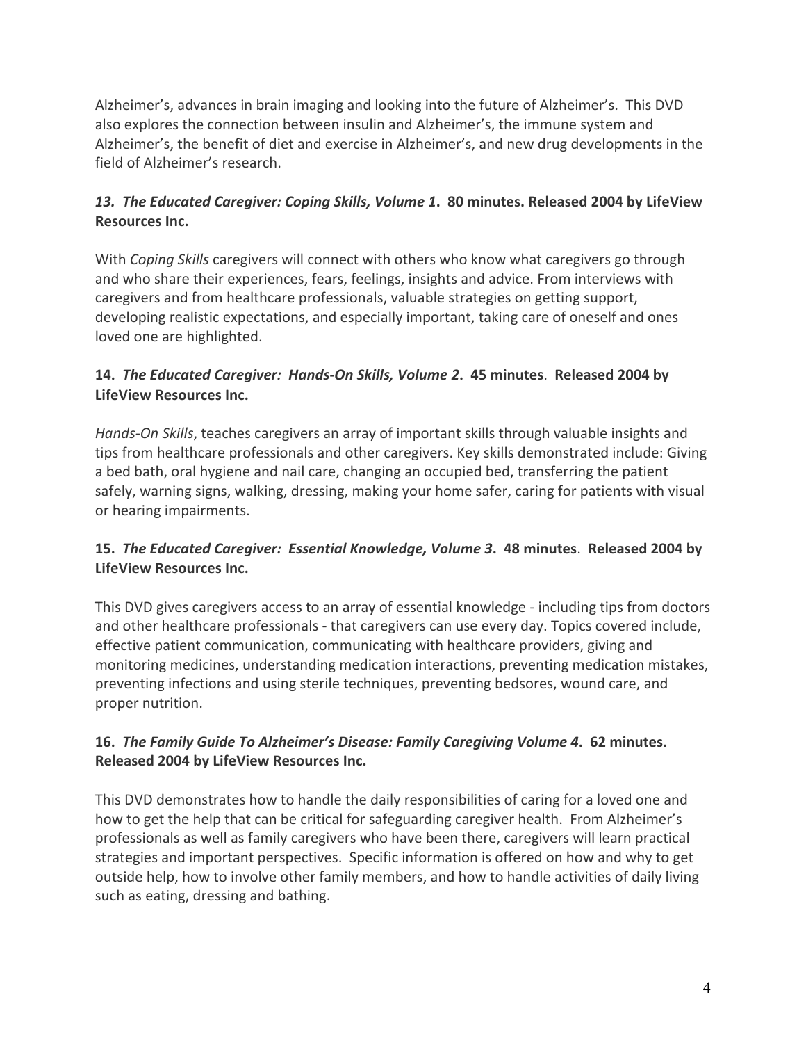Alzheimer's, advances in brain imaging and looking into the future of Alzheimer's. This DVD also explores the connection between insulin and Alzheimer's, the immune system and Alzheimer's, the benefit of diet and exercise in Alzheimer's, and new drug developments in the field of Alzheimer's research.

### *13. The Educated Caregiver: Coping Skills, Volume 1*. 80 minutes. Released 2004 by LifeView Resources Inc.

With *Coping Skills* caregivers will connect with others who know what caregivers go through and who share their experiences, fears, feelings, insights and advice. From interviews with caregivers and from healthcare professionals, valuable strategies on getting support, developing realistic expectations, and especially important, taking care of oneself and ones loved one are highlighted.

### 14. *The Educated Caregiver: Hands-On Skills, Volume 2*. 45 minutes. Released 2004 by LifeView Resources Inc.

*Hands-On Skills*, teaches caregivers an array of important skills through valuable insights and tips from healthcare professionals and other caregivers. Key skills demonstrated include: Giving a bed bath, oral hygiene and nail care, changing an occupied bed, transferring the patient safely, warning signs, walking, dressing, making your home safer, caring for patients with visual or hearing impairments.

### 15. *The Educated Caregiver: Essential Knowledge, Volume 3*. 48 minutes. Released 2004 by LifeView Resources Inc.

This DVD gives caregivers access to an array of essential knowledge - including tips from doctors and other healthcare professionals - that caregivers can use every day. Topics covered include, effective patient communication, communicating with healthcare providers, giving and monitoring medicines, understanding medication interactions, preventing medication mistakes, preventing infections and using sterile techniques, preventing bedsores, wound care, and proper nutrition.

### 16. *The Family Guide To Alzheimer's Disease: Family Caregiving Volume 4*. 62 minutes. Released 2004 by LifeView Resources Inc.

This DVD demonstrates how to handle the daily responsibilities of caring for a loved one and how to get the help that can be critical for safeguarding caregiver health. From Alzheimer's professionals as well as family caregivers who have been there, caregivers will learn practical strategies and important perspectives. Specific information is offered on how and why to get outside help, how to involve other family members, and how to handle activities of daily living such as eating, dressing and bathing.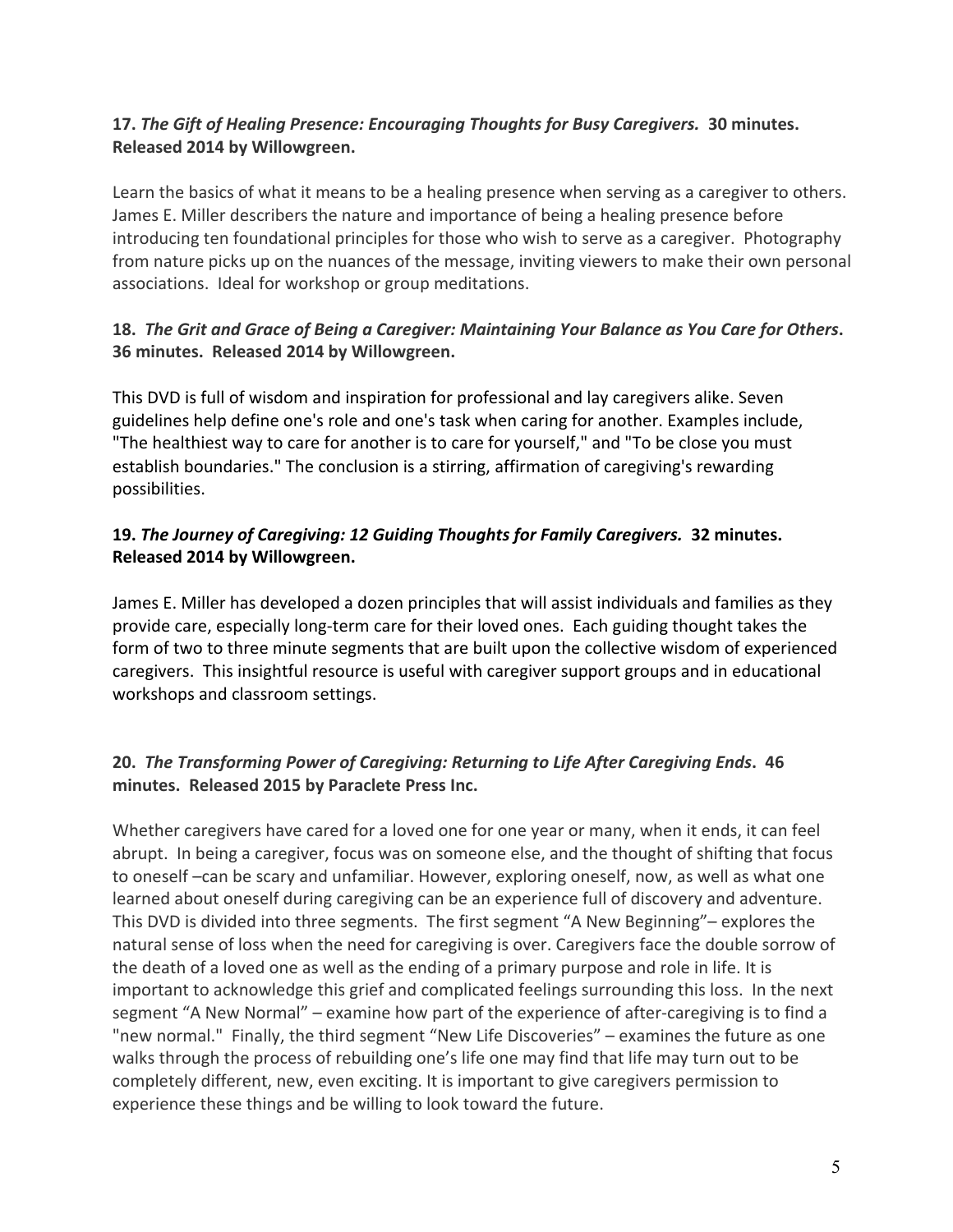**17.** ***The Gift of Healing Presence: Encouraging Thoughts for Busy Caregivers.*** **30 minutes. Released 2014 by Willowgreen.**

Learn the basics of what it means to be a healing presence when serving as a caregiver to others. James E. Miller describers the nature and importance of being a healing presence before introducing ten foundational principles for those who wish to serve as a caregiver. Photography from nature picks up on the nuances of the message, inviting viewers to make their own personal associations. Ideal for workshop or group meditations.

**18.** ***The Grit and Grace of Being a Caregiver: Maintaining Your Balance as You Care for Others*****. 36 minutes. Released 2014 by Willowgreen.**

This DVD is full of wisdom and inspiration for professional and lay caregivers alike. Seven guidelines help define one's role and one's task when caring for another. Examples include, "The healthiest way to care for another is to care for yourself," and "To be close you must establish boundaries." The conclusion is a stirring, affirmation of caregiving's rewarding possibilities.

**19.** ***The Journey of Caregiving: 12 Guiding Thoughts for Family Caregivers.*** **32 minutes. Released 2014 by Willowgreen.**

James E. Miller has developed a dozen principles that will assist individuals and families as they provide care, especially long-term care for their loved ones. Each guiding thought takes the form of two to three minute segments that are built upon the collective wisdom of experienced caregivers. This insightful resource is useful with caregiver support groups and in educational workshops and classroom settings.

**20.** ***The Transforming Power of Caregiving: Returning to Life After Caregiving Ends*****. 46 minutes. Released 2015 by Paraclete Press Inc.**

Whether caregivers have cared for a loved one for one year or many, when it ends, it can feel abrupt. In being a caregiver, focus was on someone else, and the thought of shifting that focus to oneself –can be scary and unfamiliar. However, exploring oneself, now, as well as what one learned about oneself during caregiving can be an experience full of discovery and adventure. This DVD is divided into three segments. The first segment "A New Beginning"– explores the natural sense of loss when the need for caregiving is over. Caregivers face the double sorrow of the death of a loved one as well as the ending of a primary purpose and role in life. It is important to acknowledge this grief and complicated feelings surrounding this loss. In the next segment "A New Normal" – examine how part of the experience of after-caregiving is to find a "new normal." Finally, the third segment "New Life Discoveries" – examines the future as one walks through the process of rebuilding one's life one may find that life may turn out to be completely different, new, even exciting. It is important to give caregivers permission to experience these things and be willing to look toward the future.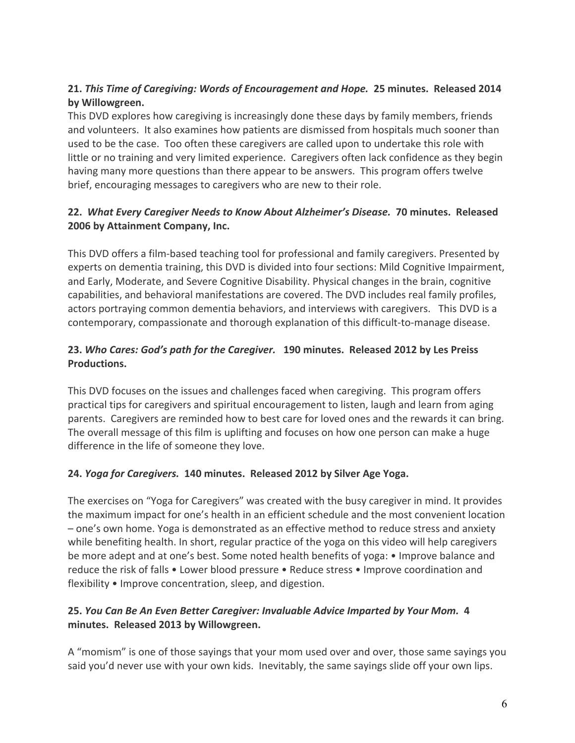**21.** ***This Time of Caregiving: Words of Encouragement and Hope.*** **25 minutes. Released 2014 by Willowgreen.**

This DVD explores how caregiving is increasingly done these days by family members, friends and volunteers. It also examines how patients are dismissed from hospitals much sooner than used to be the case. Too often these caregivers are called upon to undertake this role with little or no training and very limited experience. Caregivers often lack confidence as they begin having many more questions than there appear to be answers. This program offers twelve brief, encouraging messages to caregivers who are new to their role.

**22.** ***What Every Caregiver Needs to Know About Alzheimer's Disease.*** **70 minutes. Released 2006 by Attainment Company, Inc.**

This DVD offers a film-based teaching tool for professional and family caregivers. Presented by experts on dementia training, this DVD is divided into four sections: Mild Cognitive Impairment, and Early, Moderate, and Severe Cognitive Disability. Physical changes in the brain, cognitive capabilities, and behavioral manifestations are covered. The DVD includes real family profiles, actors portraying common dementia behaviors, and interviews with caregivers. This DVD is a contemporary, compassionate and thorough explanation of this difficult-to-manage disease.

**23.** ***Who Cares: God's path for the Caregiver.*** **190 minutes. Released 2012 by Les Preiss Productions.**

This DVD focuses on the issues and challenges faced when caregiving. This program offers practical tips for caregivers and spiritual encouragement to listen, laugh and learn from aging parents. Caregivers are reminded how to best care for loved ones and the rewards it can bring. The overall message of this film is uplifting and focuses on how one person can make a huge difference in the life of someone they love.

**24.** ***Yoga for Caregivers.*** **140 minutes. Released 2012 by Silver Age Yoga.**

The exercises on "Yoga for Caregivers" was created with the busy caregiver in mind. It provides the maximum impact for one's health in an efficient schedule and the most convenient location – one's own home. Yoga is demonstrated as an effective method to reduce stress and anxiety while benefiting health. In short, regular practice of the yoga on this video will help caregivers be more adept and at one's best. Some noted health benefits of yoga: • Improve balance and reduce the risk of falls • Lower blood pressure • Reduce stress • Improve coordination and flexibility • Improve concentration, sleep, and digestion.

**25.** ***You Can Be An Even Better Caregiver: Invaluable Advice Imparted by Your Mom.*** **4 minutes. Released 2013 by Willowgreen.**

A "momism" is one of those sayings that your mom used over and over, those same sayings you said you'd never use with your own kids. Inevitably, the same sayings slide off your own lips.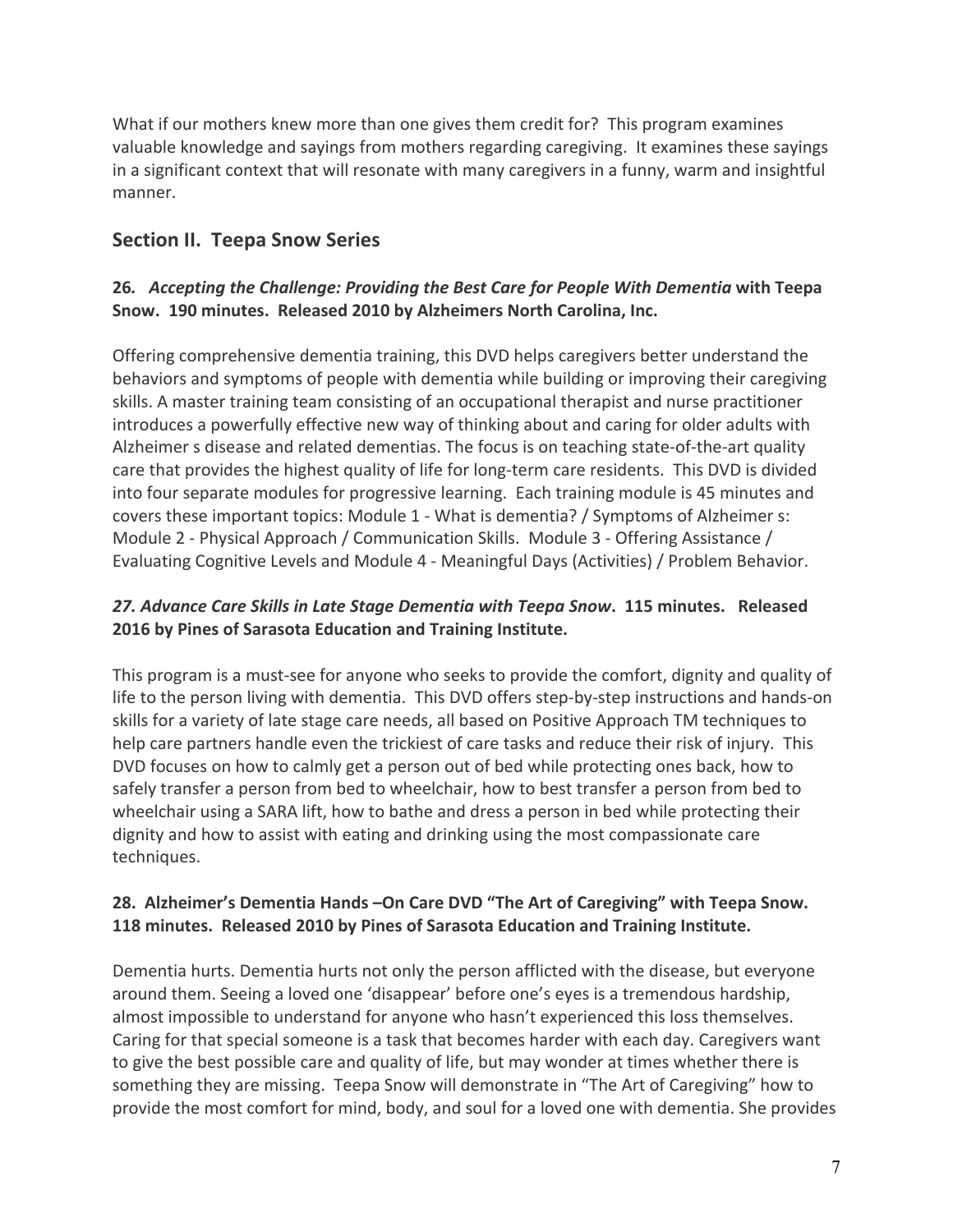What if our mothers knew more than one gives them credit for? This program examines valuable knowledge and sayings from mothers regarding caregiving. It examines these sayings in a significant context that will resonate with many caregivers in a funny, warm and insightful manner.

## Section II. Teepa Snow Series

### 26. *Accepting the Challenge: Providing the Best Care for People With Dementia* with Teepa Snow. 190 minutes. Released 2010 by Alzheimers North Carolina, Inc.

Offering comprehensive dementia training, this DVD helps caregivers better understand the behaviors and symptoms of people with dementia while building or improving their caregiving skills. A master training team consisting of an occupational therapist and nurse practitioner introduces a powerfully effective new way of thinking about and caring for older adults with Alzheimer s disease and related dementias. The focus is on teaching state-of-the-art quality care that provides the highest quality of life for long-term care residents. This DVD is divided into four separate modules for progressive learning. Each training module is 45 minutes and covers these important topics: Module 1 - What is dementia? / Symptoms of Alzheimer s: Module 2 - Physical Approach / Communication Skills. Module 3 - Offering Assistance / Evaluating Cognitive Levels and Module 4 - Meaningful Days (Activities) / Problem Behavior.

### *27. Advance Care Skills in Late Stage Dementia with Teepa Snow*. 115 minutes. Released 2016 by Pines of Sarasota Education and Training Institute.

This program is a must-see for anyone who seeks to provide the comfort, dignity and quality of life to the person living with dementia. This DVD offers step-by-step instructions and hands-on skills for a variety of late stage care needs, all based on Positive Approach TM techniques to help care partners handle even the trickiest of care tasks and reduce their risk of injury. This DVD focuses on how to calmly get a person out of bed while protecting ones back, how to safely transfer a person from bed to wheelchair, how to best transfer a person from bed to wheelchair using a SARA lift, how to bathe and dress a person in bed while protecting their dignity and how to assist with eating and drinking using the most compassionate care techniques.

### 28. Alzheimer's Dementia Hands –On Care DVD "The Art of Caregiving" with Teepa Snow. 118 minutes. Released 2010 by Pines of Sarasota Education and Training Institute.

Dementia hurts. Dementia hurts not only the person afflicted with the disease, but everyone around them. Seeing a loved one 'disappear' before one's eyes is a tremendous hardship, almost impossible to understand for anyone who hasn't experienced this loss themselves. Caring for that special someone is a task that becomes harder with each day. Caregivers want to give the best possible care and quality of life, but may wonder at times whether there is something they are missing. Teepa Snow will demonstrate in "The Art of Caregiving" how to provide the most comfort for mind, body, and soul for a loved one with dementia. She provides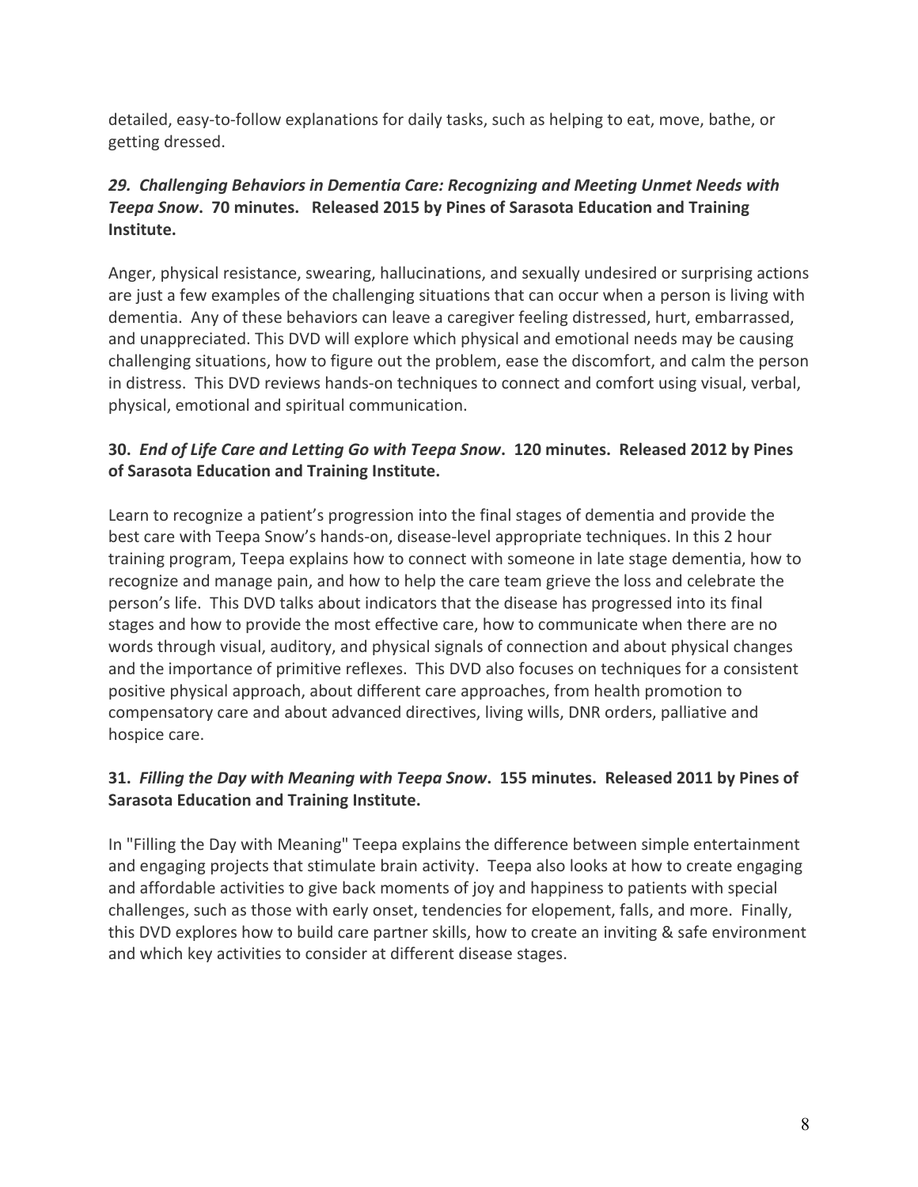detailed, easy-to-follow explanations for daily tasks, such as helping to eat, move, bathe, or getting dressed.

### ***29. Challenging Behaviors in Dementia Care: Recognizing and Meeting Unmet Needs with Teepa Snow*. 70 minutes. Released 2015 by Pines of Sarasota Education and Training Institute.**

Anger, physical resistance, swearing, hallucinations, and sexually undesired or surprising actions are just a few examples of the challenging situations that can occur when a person is living with dementia. Any of these behaviors can leave a caregiver feeling distressed, hurt, embarrassed, and unappreciated. This DVD will explore which physical and emotional needs may be causing challenging situations, how to figure out the problem, ease the discomfort, and calm the person in distress. This DVD reviews hands-on techniques to connect and comfort using visual, verbal, physical, emotional and spiritual communication.

### **30. *End of Life Care and Letting Go with Teepa Snow*. 120 minutes. Released 2012 by Pines of Sarasota Education and Training Institute.**

Learn to recognize a patient's progression into the final stages of dementia and provide the best care with Teepa Snow's hands-on, disease-level appropriate techniques. In this 2 hour training program, Teepa explains how to connect with someone in late stage dementia, how to recognize and manage pain, and how to help the care team grieve the loss and celebrate the person's life. This DVD talks about indicators that the disease has progressed into its final stages and how to provide the most effective care, how to communicate when there are no words through visual, auditory, and physical signals of connection and about physical changes and the importance of primitive reflexes. This DVD also focuses on techniques for a consistent positive physical approach, about different care approaches, from health promotion to compensatory care and about advanced directives, living wills, DNR orders, palliative and hospice care.

### **31. *Filling the Day with Meaning with Teepa Snow*. 155 minutes. Released 2011 by Pines of Sarasota Education and Training Institute.**

In "Filling the Day with Meaning" Teepa explains the difference between simple entertainment and engaging projects that stimulate brain activity. Teepa also looks at how to create engaging and affordable activities to give back moments of joy and happiness to patients with special challenges, such as those with early onset, tendencies for elopement, falls, and more. Finally, this DVD explores how to build care partner skills, how to create an inviting & safe environment and which key activities to consider at different disease stages.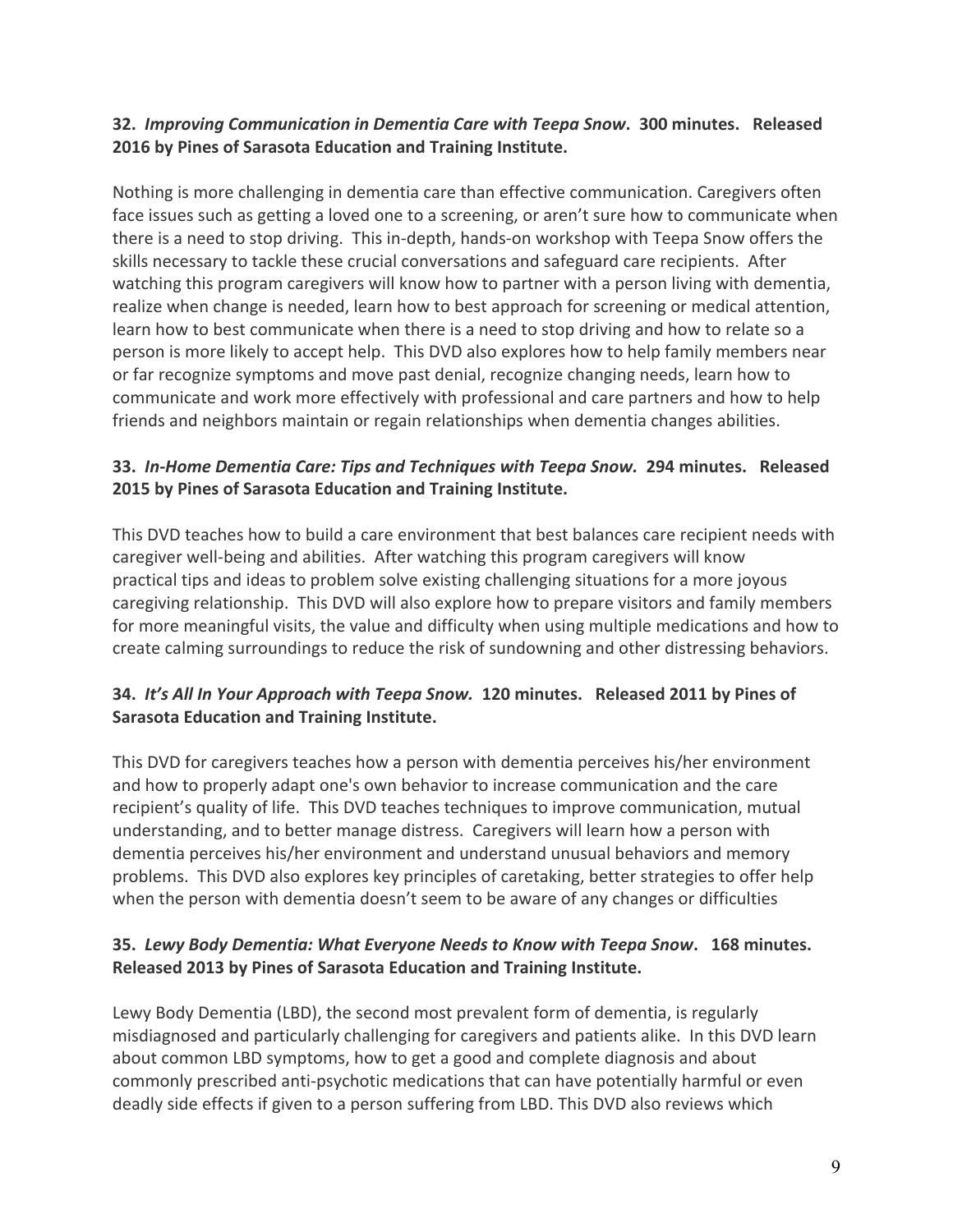**32.** ***Improving Communication in Dementia Care with Teepa Snow*****. 300 minutes. Released 2016 by Pines of Sarasota Education and Training Institute.**

Nothing is more challenging in dementia care than effective communication. Caregivers often face issues such as getting a loved one to a screening, or aren't sure how to communicate when there is a need to stop driving. This in-depth, hands-on workshop with Teepa Snow offers the skills necessary to tackle these crucial conversations and safeguard care recipients. After watching this program caregivers will know how to partner with a person living with dementia, realize when change is needed, learn how to best approach for screening or medical attention, learn how to best communicate when there is a need to stop driving and how to relate so a person is more likely to accept help. This DVD also explores how to help family members near or far recognize symptoms and move past denial, recognize changing needs, learn how to communicate and work more effectively with professional and care partners and how to help friends and neighbors maintain or regain relationships when dementia changes abilities.

**33.** ***In-Home Dementia Care: Tips and Techniques with Teepa Snow.*** **294 minutes. Released 2015 by Pines of Sarasota Education and Training Institute.**

This DVD teaches how to build a care environment that best balances care recipient needs with caregiver well-being and abilities. After watching this program caregivers will know practical tips and ideas to problem solve existing challenging situations for a more joyous caregiving relationship. This DVD will also explore how to prepare visitors and family members for more meaningful visits, the value and difficulty when using multiple medications and how to create calming surroundings to reduce the risk of sundowning and other distressing behaviors.

**34.** ***It's All In Your Approach with Teepa Snow.*** **120 minutes. Released 2011 by Pines of Sarasota Education and Training Institute.**

This DVD for caregivers teaches how a person with dementia perceives his/her environment and how to properly adapt one's own behavior to increase communication and the care recipient's quality of life. This DVD teaches techniques to improve communication, mutual understanding, and to better manage distress. Caregivers will learn how a person with dementia perceives his/her environment and understand unusual behaviors and memory problems. This DVD also explores key principles of caretaking, better strategies to offer help when the person with dementia doesn't seem to be aware of any changes or difficulties

**35.** ***Lewy Body Dementia: What Everyone Needs to Know with Teepa Snow*****. 168 minutes. Released 2013 by Pines of Sarasota Education and Training Institute.**

Lewy Body Dementia (LBD), the second most prevalent form of dementia, is regularly misdiagnosed and particularly challenging for caregivers and patients alike. In this DVD learn about common LBD symptoms, how to get a good and complete diagnosis and about commonly prescribed anti-psychotic medications that can have potentially harmful or even deadly side effects if given to a person suffering from LBD. This DVD also reviews which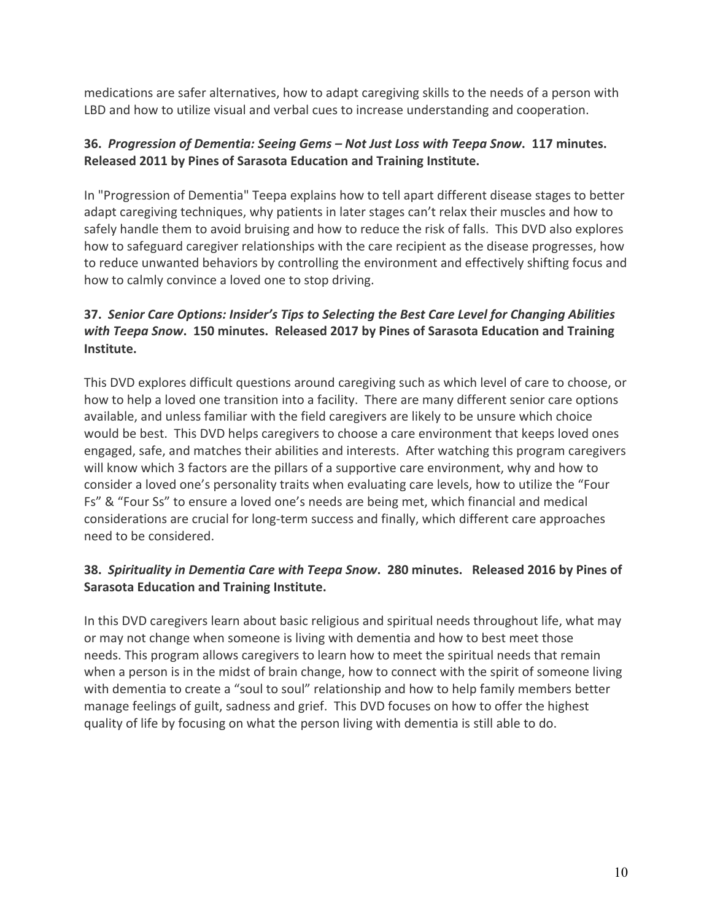medications are safer alternatives, how to adapt caregiving skills to the needs of a person with LBD and how to utilize visual and verbal cues to increase understanding and cooperation.

**36.** ***Progression of Dementia: Seeing Gems – Not Just Loss with Teepa Snow*****. 117 minutes. Released 2011 by Pines of Sarasota Education and Training Institute.**

In "Progression of Dementia" Teepa explains how to tell apart different disease stages to better adapt caregiving techniques, why patients in later stages can't relax their muscles and how to safely handle them to avoid bruising and how to reduce the risk of falls. This DVD also explores how to safeguard caregiver relationships with the care recipient as the disease progresses, how to reduce unwanted behaviors by controlling the environment and effectively shifting focus and how to calmly convince a loved one to stop driving.

**37.** ***Senior Care Options: Insider's Tips to Selecting the Best Care Level for Changing Abilities with Teepa Snow*****. 150 minutes. Released 2017 by Pines of Sarasota Education and Training Institute.**

This DVD explores difficult questions around caregiving such as which level of care to choose, or how to help a loved one transition into a facility. There are many different senior care options available, and unless familiar with the field caregivers are likely to be unsure which choice would be best. This DVD helps caregivers to choose a care environment that keeps loved ones engaged, safe, and matches their abilities and interests. After watching this program caregivers will know which 3 factors are the pillars of a supportive care environment, why and how to consider a loved one's personality traits when evaluating care levels, how to utilize the "Four Fs" & "Four Ss" to ensure a loved one's needs are being met, which financial and medical considerations are crucial for long-term success and finally, which different care approaches need to be considered.

**38.** ***Spirituality in Dementia Care with Teepa Snow*****. 280 minutes. Released 2016 by Pines of Sarasota Education and Training Institute.**

In this DVD caregivers learn about basic religious and spiritual needs throughout life, what may or may not change when someone is living with dementia and how to best meet those needs. This program allows caregivers to learn how to meet the spiritual needs that remain when a person is in the midst of brain change, how to connect with the spirit of someone living with dementia to create a "soul to soul" relationship and how to help family members better manage feelings of guilt, sadness and grief. This DVD focuses on how to offer the highest quality of life by focusing on what the person living with dementia is still able to do.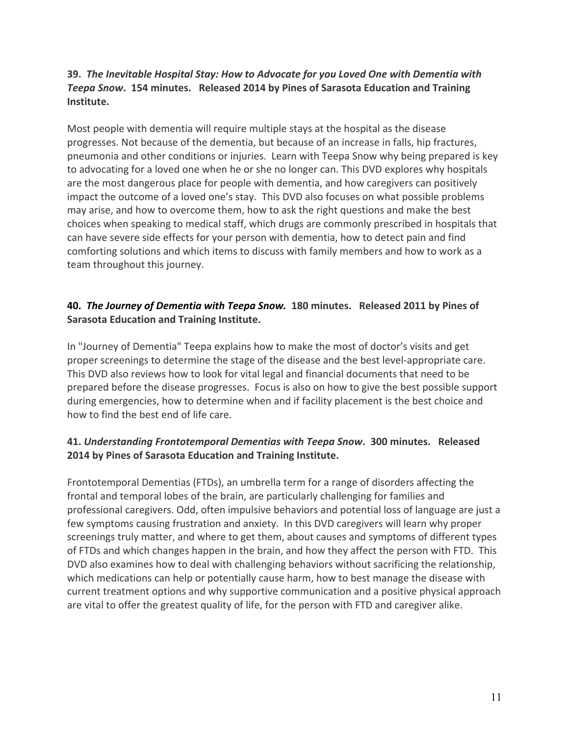**39.** ***The Inevitable Hospital Stay: How to Advocate for you Loved One with Dementia with Teepa Snow*****. 154 minutes. Released 2014 by Pines of Sarasota Education and Training Institute.**

Most people with dementia will require multiple stays at the hospital as the disease progresses. Not because of the dementia, but because of an increase in falls, hip fractures, pneumonia and other conditions or injuries. Learn with Teepa Snow why being prepared is key to advocating for a loved one when he or she no longer can. This DVD explores why hospitals are the most dangerous place for people with dementia, and how caregivers can positively impact the outcome of a loved one's stay. This DVD also focuses on what possible problems may arise, and how to overcome them, how to ask the right questions and make the best choices when speaking to medical staff, which drugs are commonly prescribed in hospitals that can have severe side effects for your person with dementia, how to detect pain and find comforting solutions and which items to discuss with family members and how to work as a team throughout this journey.

**40.** ***The Journey of Dementia with Teepa Snow.*** **180 minutes. Released 2011 by Pines of Sarasota Education and Training Institute.**

In "Journey of Dementia" Teepa explains how to make the most of doctor's visits and get proper screenings to determine the stage of the disease and the best level-appropriate care. This DVD also reviews how to look for vital legal and financial documents that need to be prepared before the disease progresses. Focus is also on how to give the best possible support during emergencies, how to determine when and if facility placement is the best choice and how to find the best end of life care.

**41.** ***Understanding Frontotemporal Dementias with Teepa Snow*****. 300 minutes. Released 2014 by Pines of Sarasota Education and Training Institute.**

Frontotemporal Dementias (FTDs), an umbrella term for a range of disorders affecting the frontal and temporal lobes of the brain, are particularly challenging for families and professional caregivers. Odd, often impulsive behaviors and potential loss of language are just a few symptoms causing frustration and anxiety. In this DVD caregivers will learn why proper screenings truly matter, and where to get them, about causes and symptoms of different types of FTDs and which changes happen in the brain, and how they affect the person with FTD. This DVD also examines how to deal with challenging behaviors without sacrificing the relationship, which medications can help or potentially cause harm, how to best manage the disease with current treatment options and why supportive communication and a positive physical approach are vital to offer the greatest quality of life, for the person with FTD and caregiver alike.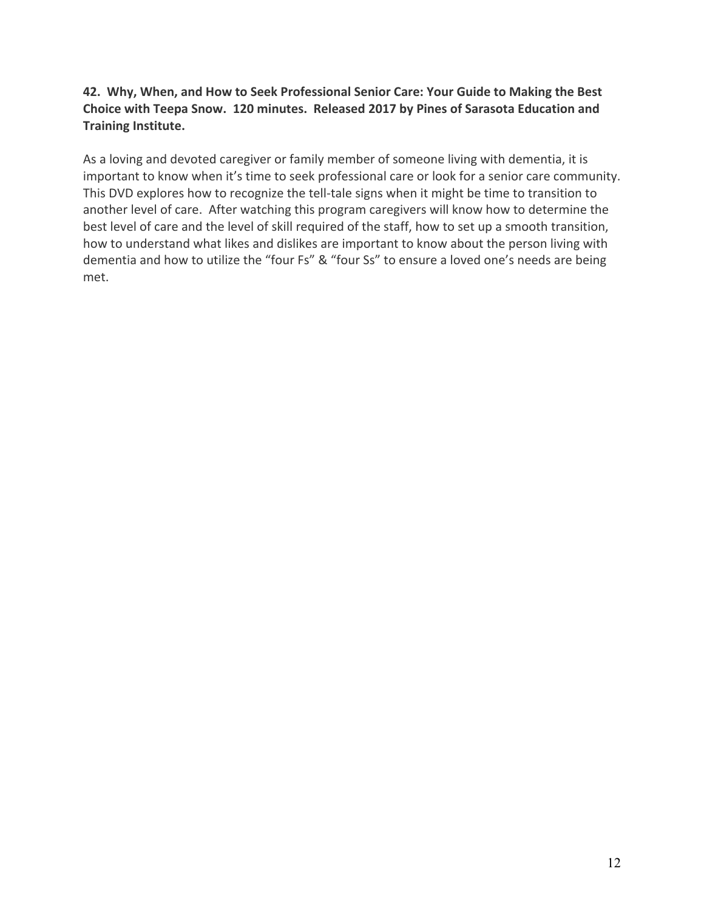**42. Why, When, and How to Seek Professional Senior Care: Your Guide to Making the Best Choice with Teepa Snow. 120 minutes. Released 2017 by Pines of Sarasota Education and Training Institute.**

As a loving and devoted caregiver or family member of someone living with dementia, it is important to know when it's time to seek professional care or look for a senior care community. This DVD explores how to recognize the tell-tale signs when it might be time to transition to another level of care. After watching this program caregivers will know how to determine the best level of care and the level of skill required of the staff, how to set up a smooth transition, how to understand what likes and dislikes are important to know about the person living with dementia and how to utilize the "four Fs" & "four Ss" to ensure a loved one's needs are being met.